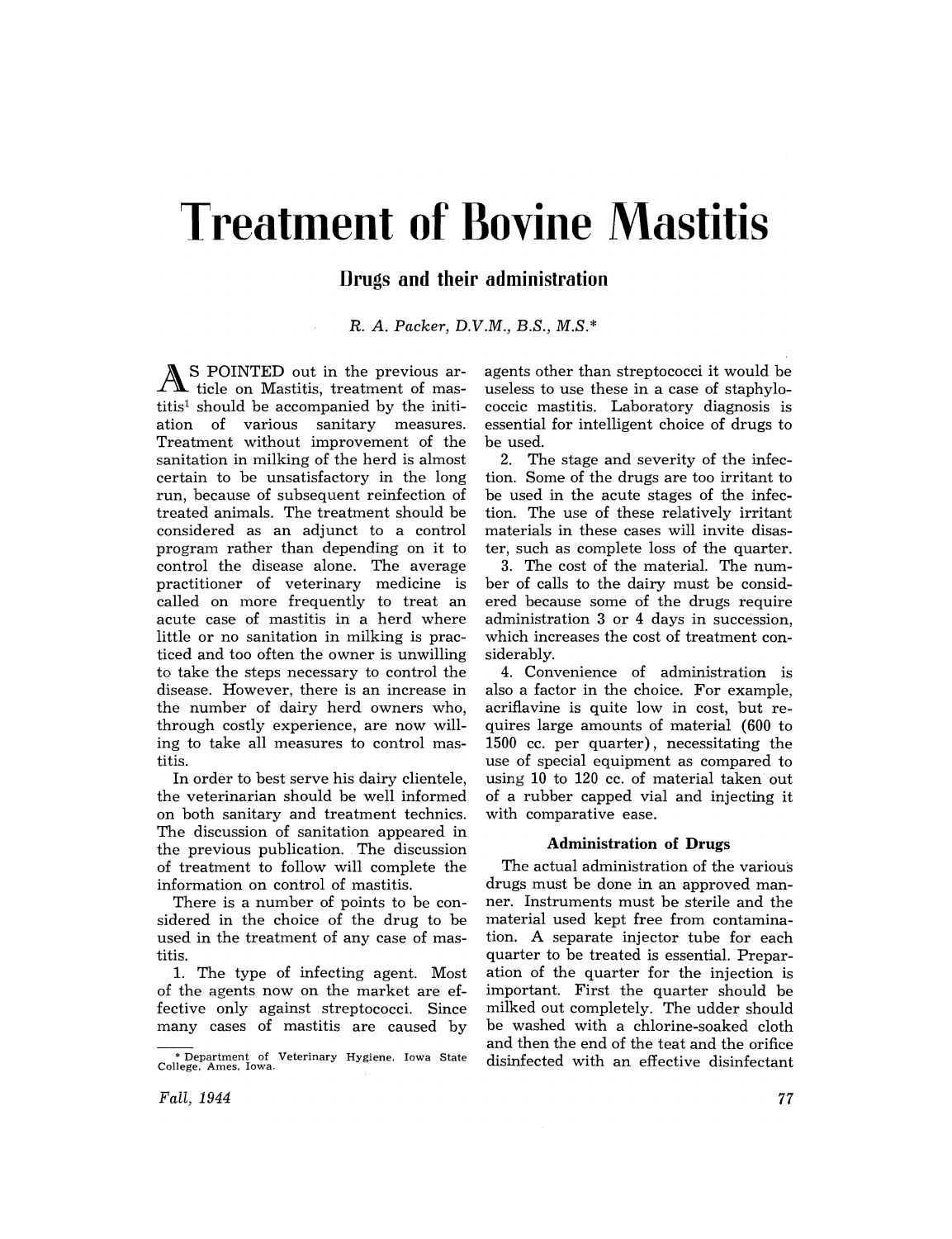# Treatment of Bovine Mastitis

## Drugs and their administration

*R. A. Packer, D.V.M., B.S., M.S.**

AS POINTED out in the previous article on Mastitis, treatment of mastitis[1] should be accompanied by the initiation of various sanitary measures. Treatment without improvement of the sanitation in milking of the herd is almost certain to be unsatisfactory in the long run, because of subsequent reinfection of treated animals. The treatment should be considered as an adjunct to a control program rather than depending on it to control the disease alone. The average practitioner of veterinary medicine is called on more frequently to treat an acute case of mastitis in a herd where little or no sanitation in milking is practiced and too often the owner is unwilling to take the steps necessary to control the disease. However, there is an increase in the number of dairy herd owners who, through costly experience, are now willing to take all measures to control mastitis.

In order to best serve his dairy clientele, the veterinarian should be well informed on both sanitary and treatment technics. The discussion of sanitation appeared in the previous publication. The discussion of treatment to follow will complete the information on control of mastitis.

There is a number of points to be considered in the choice of the drug to be used in the treatment of any case of mastitis.

1. The type of infecting agent. Most of the agents now on the market are effective only against streptococci. Since many cases of mastitis are caused by agents other than streptococci it would be useless to use these in a case of staphylococcic mastitis. Laboratory diagnosis is essential for intelligent choice of drugs to be used.
2. The stage and severity of the infection. Some of the drugs are too irritant to be used in the acute stages of the infection. The use of these relatively irritant materials in these cases will invite disaster, such as complete loss of the quarter.
3. The cost of the material. The number of calls to the dairy must be considered because some of the drugs require administration 3 or 4 days in succession, which increases the cost of treatment considerably.
4. Convenience of administration is also a factor in the choice. For example, acriflavine is quite low in cost, but requires large amounts of material (600 to 1500 cc. per quarter), necessitating the use of special equipment as compared to using 10 to 120 cc. of material taken out of a rubber capped vial and injecting it with comparative ease.

### Administration of Drugs

The actual administration of the various drugs must be done in an approved manner. Instruments must be sterile and the material used kept free from contamination. A separate injector tube for each quarter to be treated is essential. Preparation of the quarter for the injection is important. First the quarter should be milked out completely. The udder should be washed with a chlorine-soaked cloth and then the end of the teat and the orifice disinfected with an effective disinfectant

\* Department of Veterinary Hygiene, Iowa State College, Ames, Iowa.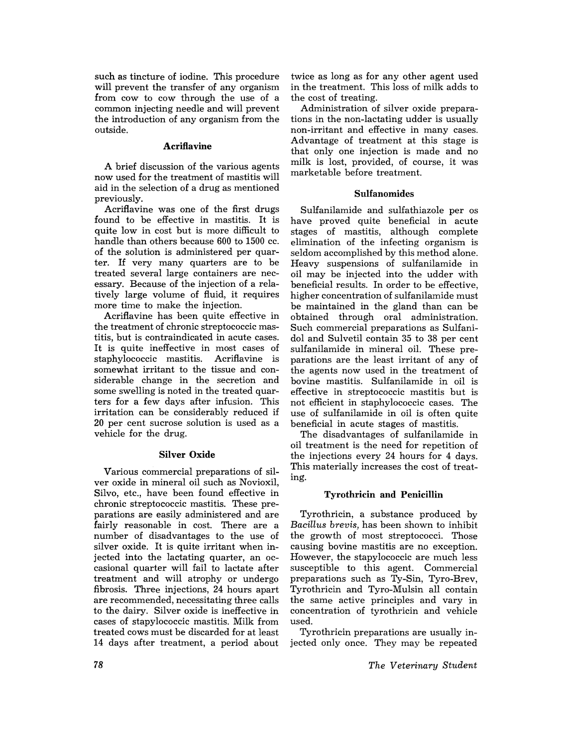such as tincture of iodine. This procedure will prevent the transfer of any organism from cow to cow through the use of a common injecting needle and will prevent the introduction of any organism from the outside.

### Acriflavine

A brief discussion of the various agents now used for the treatment of mastitis will aid in the selection of a drug as mentioned previously.

Acriflavine was one of the first drugs found to be effective in mastitis. It is quite low in cost but is more difficult to handle than others because 600 to 1500 cc. of the solution is administered per quarter. If very many quarters are to be treated several large containers are necessary. Because of the injection of a relatively large volume of fluid, it requires more time to make the injection.

Acriflavine has been quite effective in the treatment of chronic streptococcic mastitis, but is contraindicated in acute cases. It is quite ineffective in most cases of staphylococcic mastitis. Acriflavine is somewhat irritant to the tissue and considerable change in the secretion and some swelling is noted in the treated quarters for a few days after infusion. This irritation can be considerably reduced if 20 per cent sucrose solution is used as a vehicle for the drug.

### Silver Oxide

Various commercial preparations of silver oxide in mineral oil such as Novioxil, Silvo, etc., have been found effective in chronic streptococcic mastitis. These preparations are easily administered and are fairly reasonable in cost. There are a number of disadvantages to the use of silver oxide. It is quite irritant when injected into the lactating quarter, an occasional quarter will fail to lactate after treatment and will atrophy or undergo fibrosis. Three injections, 24 hours apart are recommended, necessitating three calls to the dairy. Silver oxide is ineffective in cases of stapylococcic mastitis. Milk from treated cows must be discarded for at least 14 days after treatment, a period about twice as long as for any other agent used in the treatment. This loss of milk adds to the cost of treating.

Administration of silver oxide preparations in the non-lactating udder is usually non-irritant and effective in many cases. Advantage of treatment at this stage is that only one injection is made and no milk is lost, provided, of course, it was marketable before treatment.

### Sulfanomides

Sulfanilamide and sulfathiazole per os have proved quite beneficial in acute stages of mastitis, although complete elimination of the infecting organism is seldom accomplished by this method alone. Heavy suspensions of sulfanilamide in oil may be injected into the udder with beneficial results. In order to be effective, higher concentration of sulfanilamide must be maintained in the gland than can be obtained through oral administration. Such commercial preparations as Sulfanidol and Sulvetil contain 35 to 38 per cent sulfanilamide in mineral oil. These preparations are the least irritant of any of the agents now used in the treatment of bovine mastitis. Sulfanilamide in oil is effective in streptococcic mastitis but is not efficient in staphylococcic cases. The use of sulfanilamide in oil is often quite beneficial in acute stages of mastitis.

The disadvantages of sulfanilamide in oil treatment is the need for repetition of the injections every 24 hours for 4 days. This materially increases the cost of treating.

### Tyrothricin and Penicillin

Tyrothricin, a substance produced by *Bacillus brevis,* has been shown to inhibit the growth of most streptococci. Those causing bovine mastitis are no exception. However, the stapylococcic are much less susceptible to this agent. Commercial preparations such as Ty-Sin, Tyro-Brev, Tyrothricin and Tyro-Mulsin all contain the same active principles and vary in concentration of tyrothricin and vehicle used.

Tyrothricin preparations are usually injected only once. They may be repeated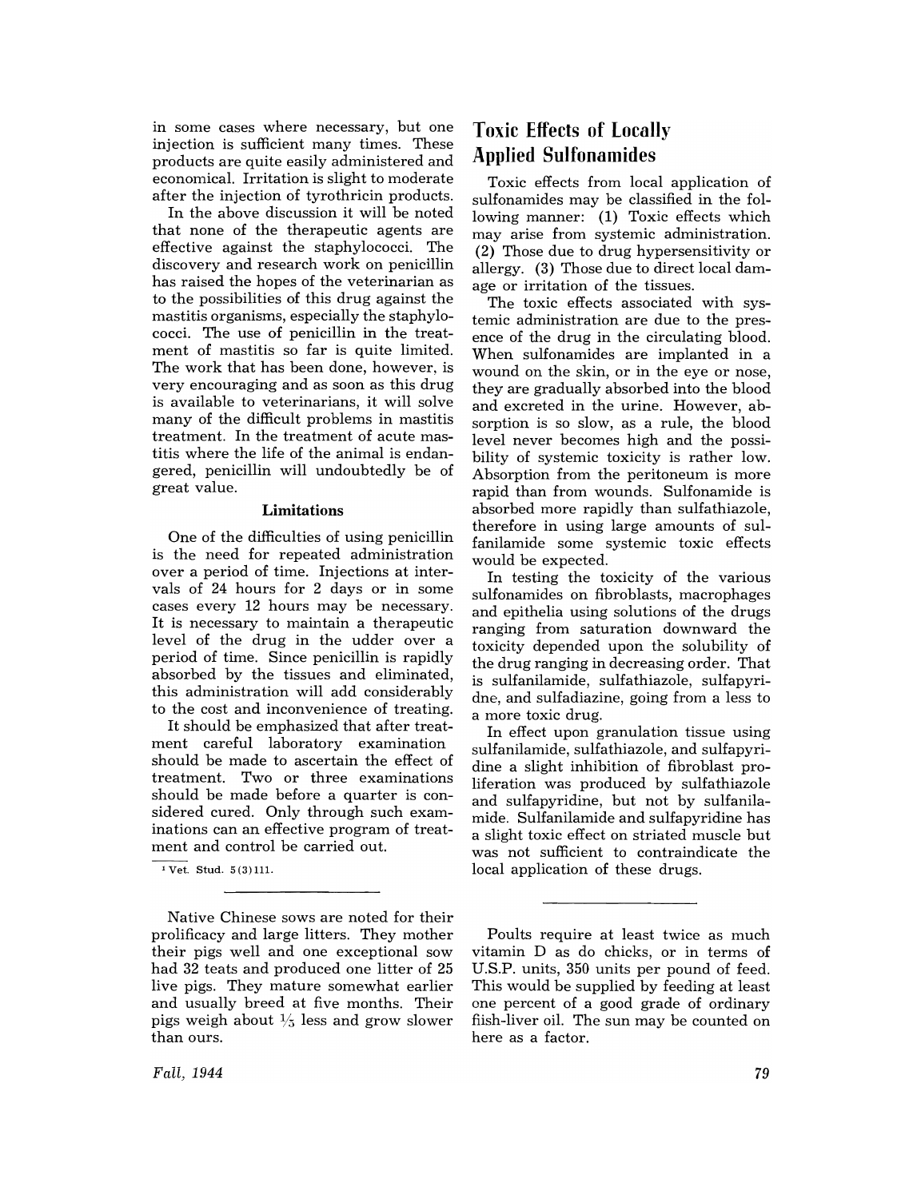in some cases where necessary, but one injection is sufficient many times. These products are quite easily administered and economical. Irritation is slight to moderate after the injection of tyrothricin products.

In the above discussion it will be noted that none of the therapeutic agents are effective against the staphylococci. The discovery and research work on penicillin has raised the hopes of the veterinarian as to the possibilities of this drug against the mastitis organisms, especially the staphylococci. The use of penicillin in the treatment of mastitis so far is quite limited. The work that has been done, however, is very encouraging and as soon as this drug is available to veterinarians, it will solve many of the difficult problems in mastitis treatment. In the treatment of acute mastitis where the life of the animal is endangered, penicillin will undoubtedly be of great value.

### Limitations

One of the difficulties of using penicillin is the need for repeated administration over a period of time. Injections at intervals of 24 hours for 2 days or in some cases every 12 hours may be necessary. It is necessary to maintain a therapeutic level of the drug in the udder over a period of time. Since penicillin is rapidly absorbed by the tissues and eliminated, this administration will add considerably to the cost and inconvenience of treating.

It should be emphasized that after treatment careful laboratory examination should be made to ascertain the effect of treatment. Two or three examinations should be made before a quarter is considered cured. Only through such examinations can an effective program of treatment and control be carried out.

[1] Vet. Stud. 5(3)111.

---

Native Chinese sows are noted for their prolificacy and large litters. They mother their pigs well and one exceptional sow had 32 teats and produced one litter of 25 live pigs. They mature somewhat earlier and usually breed at five months. Their pigs weigh about ⅓ less and grow slower than ours.

## Toxic Effects of Locally Applied Sulfonamides

Toxic effects from local application of sulfonamides may be classified in the following manner: (1) Toxic effects which may arise from systemic administration. (2) Those due to drug hypersensitivity or allergy. (3) Those due to direct local damage or irritation of the tissues.

The toxic effects associated with systemic administration are due to the presence of the drug in the circulating blood. When sulfonamides are implanted in a wound on the skin, or in the eye or nose, they are gradually absorbed into the blood and excreted in the urine. However, absorption is so slow, as a rule, the blood level never becomes high and the possibility of systemic toxicity is rather low. Absorption from the peritoneum is more rapid than from wounds. Sulfonamide is absorbed more rapidly than sulfathiazole, therefore in using large amounts of sulfanilamide some systemic toxic effects would be expected.

In testing the toxicity of the various sulfonamides on fibroblasts, macrophages and epithelia using solutions of the drugs ranging from saturation downward the toxicity depended upon the solubility of the drug ranging in decreasing order. That is sulfanilamide, sulfathiazole, sulfapyridne, and sulfadiazine, going from a less to a more toxic drug.

In effect upon granulation tissue using sulfanilamide, sulfathiazole, and sulfapyridine a slight inhibition of fibroblast proliferation was produced by sulfathiazole and sulfapyridine, but not by sulfanilamide. Sulfanilamide and sulfapyridine has a slight toxic effect on striated muscle but was not sufficient to contraindicate the local application of these drugs.

---

Poults require at least twice as much vitamin D as do chicks, or in terms of U.S.P. units, 350 units per pound of feed. This would be supplied by feeding at least one percent of a good grade of ordinary fiish-liver oil. The sun may be counted on here as a factor.